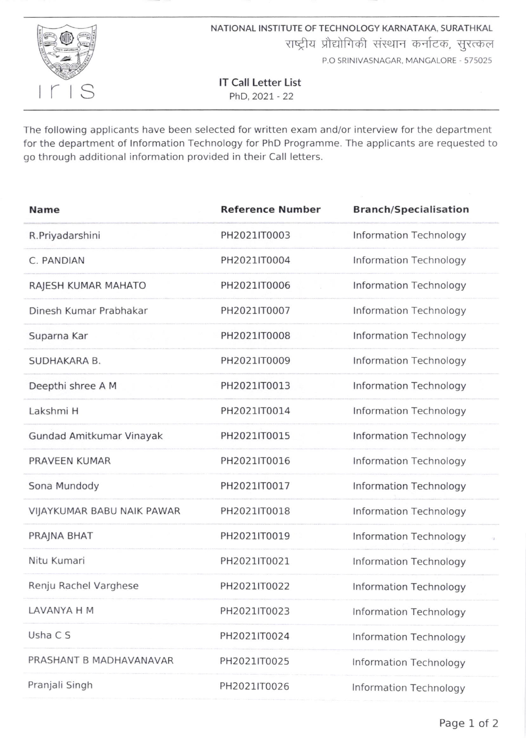NATIONAL INSTITUTE OF TECHNOLOGY KARNATAKA, SURATHKAL

राष्ट्रीय प्रौद्योगिकी संस्थान कर्नाटक, सुरत्कल

P.O SRINIVASNAGAR, MANGALORE - 575025

## IT Call Letter List

PhD, 2021 - 22

The following applicants have been selected for written exam and/or interview for the department for the department of Information Technology for PhD Programme. The applicants are requested to go through additional information provided in their Call letters.

| Name | Reference Number | Branch/Specialisation |
|---|---|---|
| R.Priyadarshini | PH2021IT0003 | Information Technology |
| C. PANDIAN | PH2021IT0004 | Information Technology |
| RAJESH KUMAR MAHATO | PH2021IT0006 | Information Technology |
| Dinesh Kumar Prabhakar | PH2021IT0007 | Information Technology |
| Suparna Kar | PH2021IT0008 | Information Technology |
| SUDHAKARA B. | PH2021IT0009 | Information Technology |
| Deepthi shree A M | PH2021IT0013 | Information Technology |
| Lakshmi H | PH2021IT0014 | Information Technology |
| Gundad Amitkumar Vinayak | PH2021IT0015 | Information Technology |
| PRAVEEN KUMAR | PH2021IT0016 | Information Technology |
| Sona Mundody | PH2021IT0017 | Information Technology |
| VIJAYKUMAR BABU NAIK PAWAR | PH2021IT0018 | Information Technology |
| PRAJNA BHAT | PH2021IT0019 | Information Technology |
| Nitu Kumari | PH2021IT0021 | Information Technology |
| Renju Rachel Varghese | PH2021IT0022 | Information Technology |
| LAVANYA H M | PH2021IT0023 | Information Technology |
| Usha C S | PH2021IT0024 | Information Technology |
| PRASHANT B MADHAVANAVAR | PH2021IT0025 | Information Technology |
| Pranjali Singh | PH2021IT0026 | Information Technology |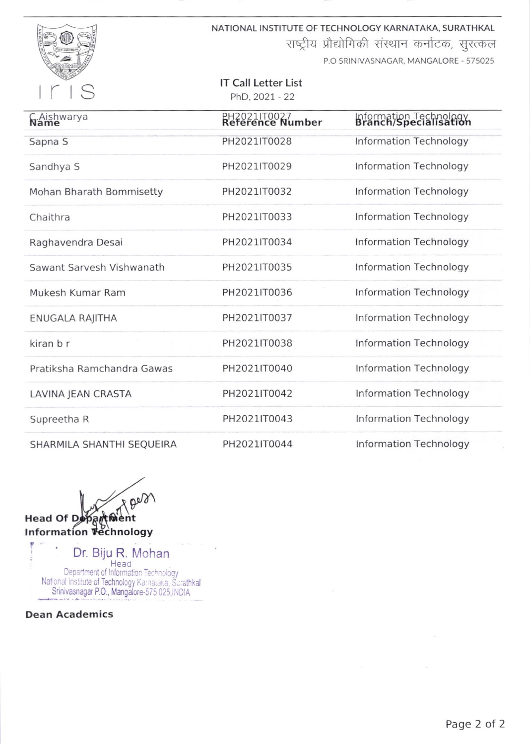NATIONAL INSTITUTE OF TECHNOLOGY KARNATAKA, SURATHKAL

राष्ट्रीय प्रौद्योगिकी संस्थान कर्नाटक, सुरत्कल

P.O SRINIVASNAGAR, MANGALORE - 575025

IRIS

## IT Call Letter List

PhD, 2021 - 22

| Name | Reference Number | Branch/Specialisation |
|---|---|---|
| C Aishwarya | PH2021IT0027 | Information Technology |
| Sapna S | PH2021IT0028 | Information Technology |
| Sandhya S | PH2021IT0029 | Information Technology |
| Mohan Bharath Bommisetty | PH2021IT0032 | Information Technology |
| Chaithra | PH2021IT0033 | Information Technology |
| Raghavendra Desai | PH2021IT0034 | Information Technology |
| Sawant Sarvesh Vishwanath | PH2021IT0035 | Information Technology |
| Mukesh Kumar Ram | PH2021IT0036 | Information Technology |
| ENUGALA RAJITHA | PH2021IT0037 | Information Technology |
| kiran b r | PH2021IT0038 | Information Technology |
| Pratiksha Ramchandra Gawas | PH2021IT0040 | Information Technology |
| LAVINA JEAN CRASTA | PH2021IT0042 | Information Technology |
| Supreetha R | PH2021IT0043 | Information Technology |
| SHARMILA SHANTHI SEQUEIRA | PH2021IT0044 | Information Technology |

**Head Of Department**
**Information Technology**

Dr. Biju R. Mohan
Head
Department of Information Technology
National Institute of Technology Karnataka, Surathkal
Srinivasnagar P.O., Mangalore-575 025, INDIA

**Dean Academics**